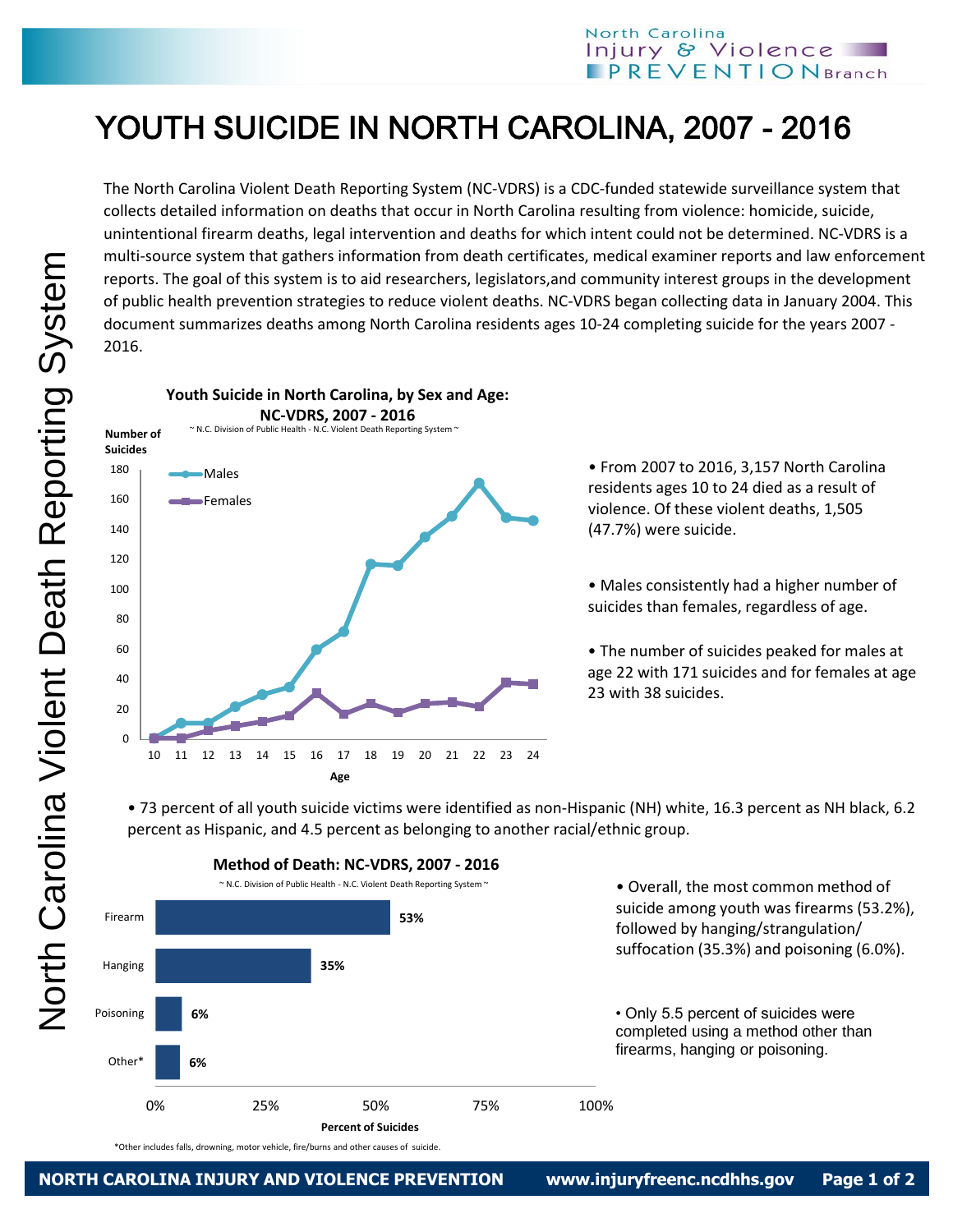# YOUTH SUICIDE IN NORTH CAROLINA, 2007 - 2016

The North Carolina Violent Death Reporting System (NC-VDRS) is a CDC-funded statewide surveillance system that collects detailed information on deaths that occur in North Carolina resulting from violence: homicide, suicide, unintentional firearm deaths, legal intervention and deaths for which intent could not be determined. NC-VDRS is a multi-source system that gathers information from death certificates, medical examiner reports and law enforcement reports. The goal of this system is to aid researchers, legislators,and community interest groups in the development of public health prevention strategies to reduce violent deaths. NC-VDRS began collecting data in January 2004. This document summarizes deaths among North Carolina residents ages 10-24 completing suicide for the years 2007 - 2016.

**Youth Suicide in North Carolina, by Sex and Age: NC-VDRS, 2007 - 2016**

~ N.C. Division of Public Health - N.C. Violent Death Reporting System ~

| Age | 10 | 11 | 12 | 13 | 14 | 15 | 16 | 17 | 18 | 19 | 20 | 21 | 22 | 23 | 24 |
|---|---|---|---|---|---|---|---|---|---|---|---|---|---|---|---|
| Males | 0 | 11 | 11 | 22 | 30 | 35 | 60 | 72 | 117 | 116 | 135 | 149 | 171 | 148 | 146 |
| Females | 0 | 0 | 6 | 9 | 12 | 16 | 31 | 17 | 24 | 18 | 24 | 25 | 22 | 38 | 37 |

Number of Suicides by Age

- From 2007 to 2016, 3,157 North Carolina residents ages 10 to 24 died as a result of violence. Of these violent deaths, 1,505 (47.7%) were suicide.
- Males consistently had a higher number of suicides than females, regardless of age.
- The number of suicides peaked for males at age 22 with 171 suicides and for females at age 23 with 38 suicides.
- 73 percent of all youth suicide victims were identified as non-Hispanic (NH) white, 16.3 percent as NH black, 6.2 percent as Hispanic, and 4.5 percent as belonging to another racial/ethnic group.

**Method of Death: NC-VDRS, 2007 - 2016**

~ N.C. Division of Public Health - N.C. Violent Death Reporting System ~

| Method | Percent of Suicides |
|---|---|
| Firearm | 53% |
| Hanging | 35% |
| Poisoning | 6% |
| Other* | 6% |

*Other includes falls, drowning, motor vehicle, fire/burns and other causes of suicide.

- Overall, the most common method of suicide among youth was firearms (53.2%), followed by hanging/strangulation/ suffocation (35.3%) and poisoning (6.0%).
- Only 5.5 percent of suicides were completed using a method other than firearms, hanging or poisoning.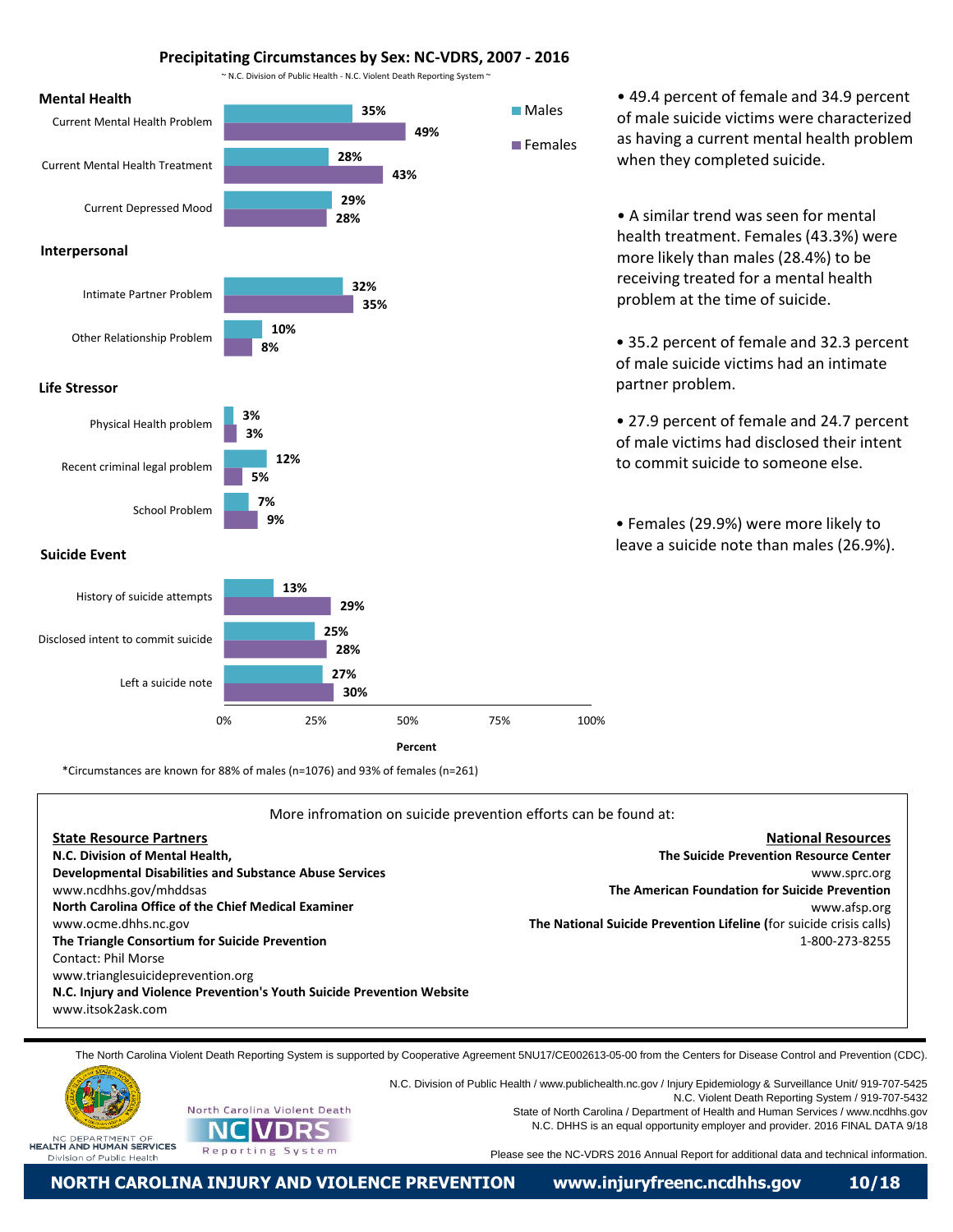## Precipitating Circumstances by Sex: NC-VDRS, 2007 - 2016

~ N.C. Division of Public Health - N.C. Violent Death Reporting System ~

Males
Females

**Mental Health**

Current Mental Health Problem 35% 49%

Current Mental Health Treatment 28% 43%

Current Depressed Mood 29% 28%

**Interpersonal**

Intimate Partner Problem 32% 35%

Other Relationship Problem 10% 8%

**Life Stressor**

Physical Health problem 3% 3%

Recent criminal legal problem 12% 5%

School Problem 7% 9%

**Suicide Event**

History of suicide attempts 13% 29%

Disclosed intent to commit suicide 25% 28%

Left a suicide note 27% 30%

0% 25% 50% 75% 100%

Percent

*Circumstances are known for 88% of males (n=1076) and 93% of females (n=261)

- 49.4 percent of female and 34.9 percent of male suicide victims were characterized as having a current mental health problem when they completed suicide.
- A similar trend was seen for mental health treatment. Females (43.3%) were more likely than males (28.4%) to be receiving treated for a mental health problem at the time of suicide.
- 35.2 percent of female and 32.3 percent of male suicide victims had an intimate partner problem.
- 27.9 percent of female and 24.7 percent of male victims had disclosed their intent to commit suicide to someone else.
- Females (29.9%) were more likely to leave a suicide note than males (26.9%).

More infromation on suicide prevention efforts can be found at:

**State Resource Partners**

**N.C. Division of Mental Health, Developmental Disabilities and Substance Abuse Services**
www.ncdhhs.gov/mhddsas

**North Carolina Office of the Chief Medical Examiner**
www.ocme.dhhs.nc.gov

**The Triangle Consortium for Suicide Prevention**
Contact: Phil Morse
www.trianglesuicideprevention.org

**N.C. Injury and Violence Prevention's Youth Suicide Prevention Website**
www.itsok2ask.com

**National Resources**

**The Suicide Prevention Resource Center**
www.sprc.org

**The American Foundation for Suicide Prevention**
www.afsp.org

**The National Suicide Prevention Lifeline** (for suicide crisis calls)
1-800-273-8255

The North Carolina Violent Death Reporting System is supported by Cooperative Agreement 5NU17/CE002613-05-00 from the Centers for Disease Control and Prevention (CDC).

NC DEPARTMENT OF HEALTH AND HUMAN SERVICES
Division of Public Health

North Carolina Violent Death NC VDRS Reporting System

N.C. Division of Public Health / www.publichealth.nc.gov / Injury Epidemiology & Surveillance Unit/ 919-707-5425
N.C. Violent Death Reporting System / 919-707-5432
State of North Carolina / Department of Health and Human Services / www.ncdhhs.gov
N.C. DHHS is an equal opportunity employer and provider. 2016 FINAL DATA 9/18

Please see the NC-VDRS 2016 Annual Report for additional data and technical information.

NORTH CAROLINA INJURY AND VIOLENCE PREVENTION www.injuryfreenc.ncdhhs.gov 10/18